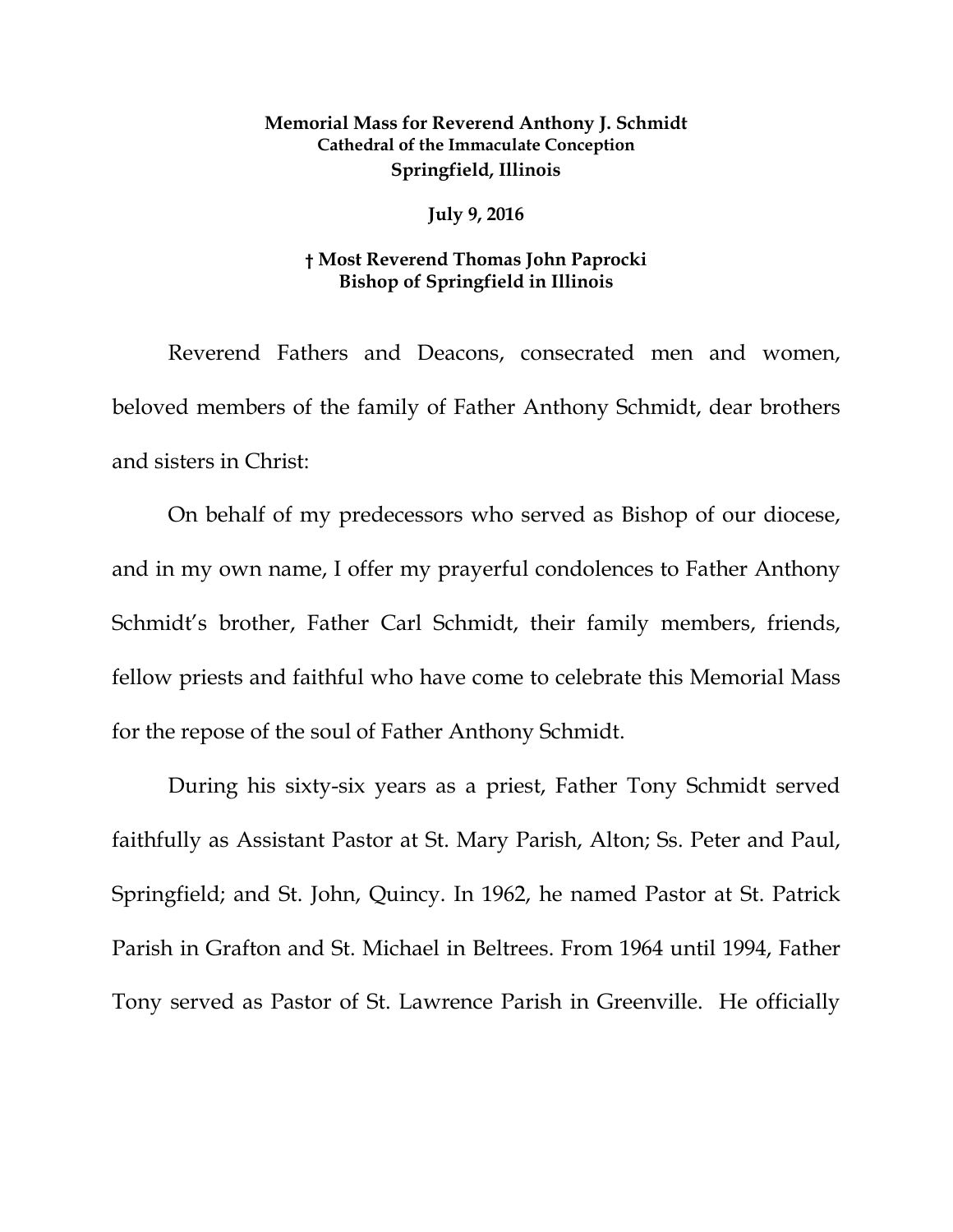**Memorial Mass for Reverend Anthony J. Schmidt**
**Cathedral of the Immaculate Conception**
**Springfield, Illinois**

**July 9, 2016**

**† Most Reverend Thomas John Paprocki**
**Bishop of Springfield in Illinois**

Reverend Fathers and Deacons, consecrated men and women, beloved members of the family of Father Anthony Schmidt, dear brothers and sisters in Christ:

On behalf of my predecessors who served as Bishop of our diocese, and in my own name, I offer my prayerful condolences to Father Anthony Schmidt's brother, Father Carl Schmidt, their family members, friends, fellow priests and faithful who have come to celebrate this Memorial Mass for the repose of the soul of Father Anthony Schmidt.

During his sixty-six years as a priest, Father Tony Schmidt served faithfully as Assistant Pastor at St. Mary Parish, Alton; Ss. Peter and Paul, Springfield; and St. John, Quincy. In 1962, he named Pastor at St. Patrick Parish in Grafton and St. Michael in Beltrees. From 1964 until 1994, Father Tony served as Pastor of St. Lawrence Parish in Greenville. He officially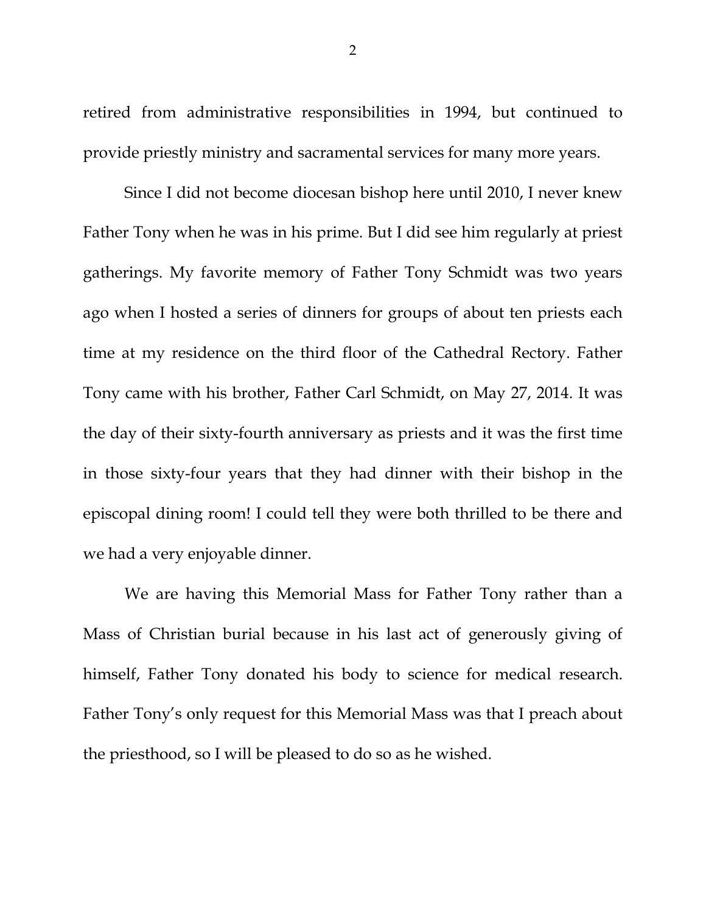retired from administrative responsibilities in 1994, but continued to provide priestly ministry and sacramental services for many more years.

Since I did not become diocesan bishop here until 2010, I never knew Father Tony when he was in his prime. But I did see him regularly at priest gatherings. My favorite memory of Father Tony Schmidt was two years ago when I hosted a series of dinners for groups of about ten priests each time at my residence on the third floor of the Cathedral Rectory. Father Tony came with his brother, Father Carl Schmidt, on May 27, 2014. It was the day of their sixty-fourth anniversary as priests and it was the first time in those sixty-four years that they had dinner with their bishop in the episcopal dining room! I could tell they were both thrilled to be there and we had a very enjoyable dinner.

We are having this Memorial Mass for Father Tony rather than a Mass of Christian burial because in his last act of generously giving of himself, Father Tony donated his body to science for medical research. Father Tony's only request for this Memorial Mass was that I preach about the priesthood, so I will be pleased to do so as he wished.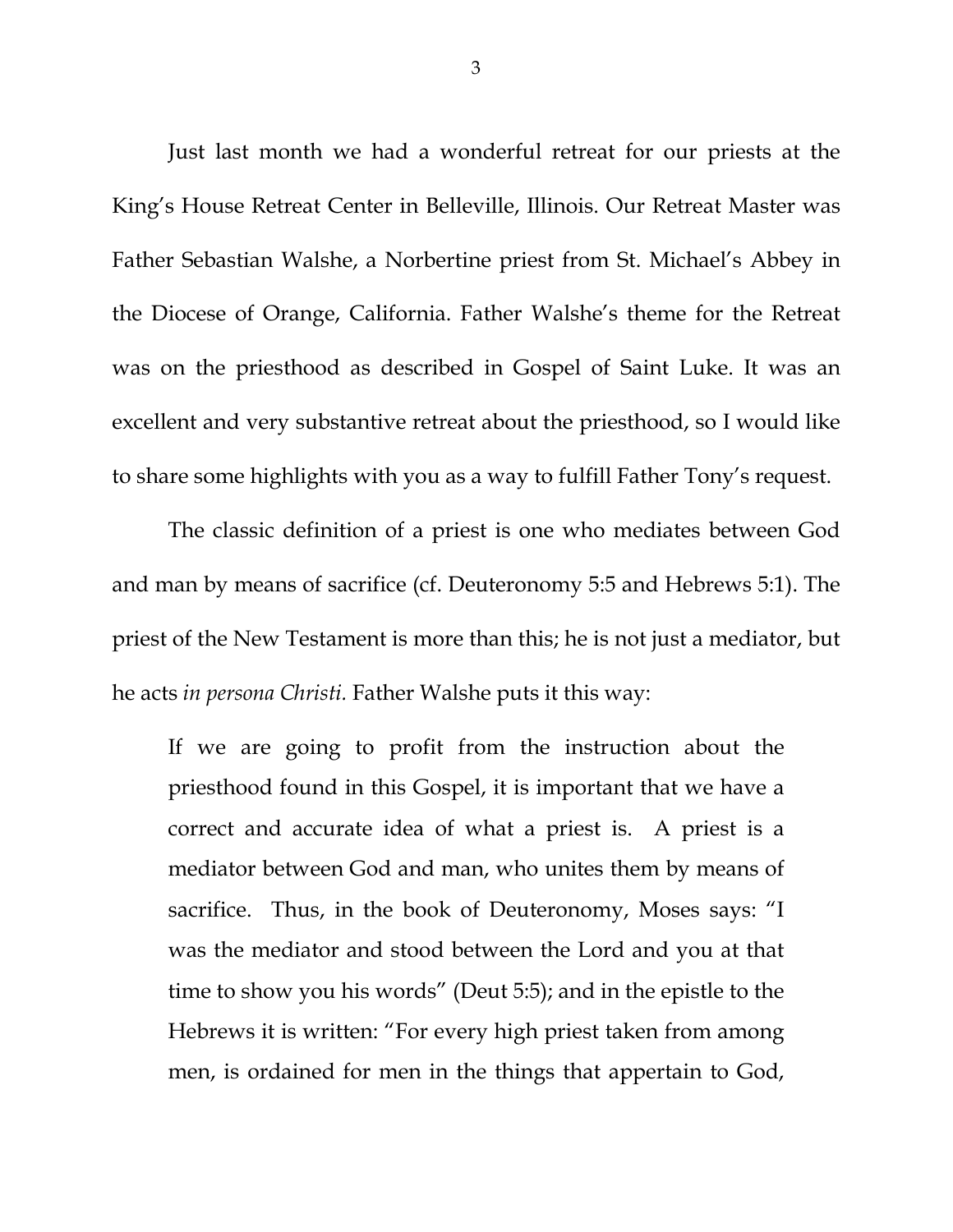Just last month we had a wonderful retreat for our priests at the King's House Retreat Center in Belleville, Illinois. Our Retreat Master was Father Sebastian Walshe, a Norbertine priest from St. Michael's Abbey in the Diocese of Orange, California. Father Walshe's theme for the Retreat was on the priesthood as described in Gospel of Saint Luke. It was an excellent and very substantive retreat about the priesthood, so I would like to share some highlights with you as a way to fulfill Father Tony's request.

The classic definition of a priest is one who mediates between God and man by means of sacrifice (cf. Deuteronomy 5:5 and Hebrews 5:1). The priest of the New Testament is more than this; he is not just a mediator, but he acts *in persona Christi.* Father Walshe puts it this way:

> If we are going to profit from the instruction about the priesthood found in this Gospel, it is important that we have a correct and accurate idea of what a priest is. A priest is a mediator between God and man, who unites them by means of sacrifice. Thus, in the book of Deuteronomy, Moses says: "I was the mediator and stood between the Lord and you at that time to show you his words" (Deut 5:5); and in the epistle to the Hebrews it is written: "For every high priest taken from among men, is ordained for men in the things that appertain to God,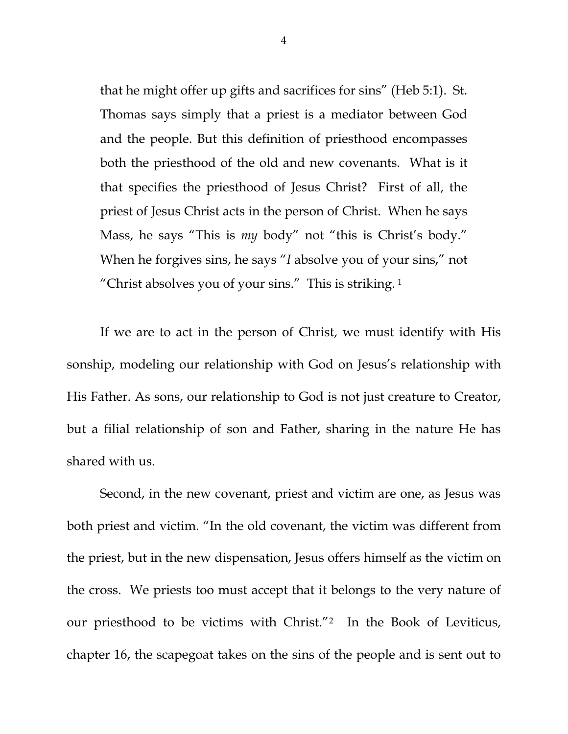> that he might offer up gifts and sacrifices for sins" (Heb 5:1). St. Thomas says simply that a priest is a mediator between God and the people. But this definition of priesthood encompasses both the priesthood of the old and new covenants. What is it that specifies the priesthood of Jesus Christ? First of all, the priest of Jesus Christ acts in the person of Christ. When he says Mass, he says "This is *my* body" not "this is Christ's body." When he forgives sins, he says "*I* absolve you of your sins," not "Christ absolves you of your sins." This is striking. [1]

If we are to act in the person of Christ, we must identify with His sonship, modeling our relationship with God on Jesus's relationship with His Father. As sons, our relationship to God is not just creature to Creator, but a filial relationship of son and Father, sharing in the nature He has shared with us.

Second, in the new covenant, priest and victim are one, as Jesus was both priest and victim. "In the old covenant, the victim was different from the priest, but in the new dispensation, Jesus offers himself as the victim on the cross. We priests too must accept that it belongs to the very nature of our priesthood to be victims with Christ."[2] In the Book of Leviticus, chapter 16, the scapegoat takes on the sins of the people and is sent out to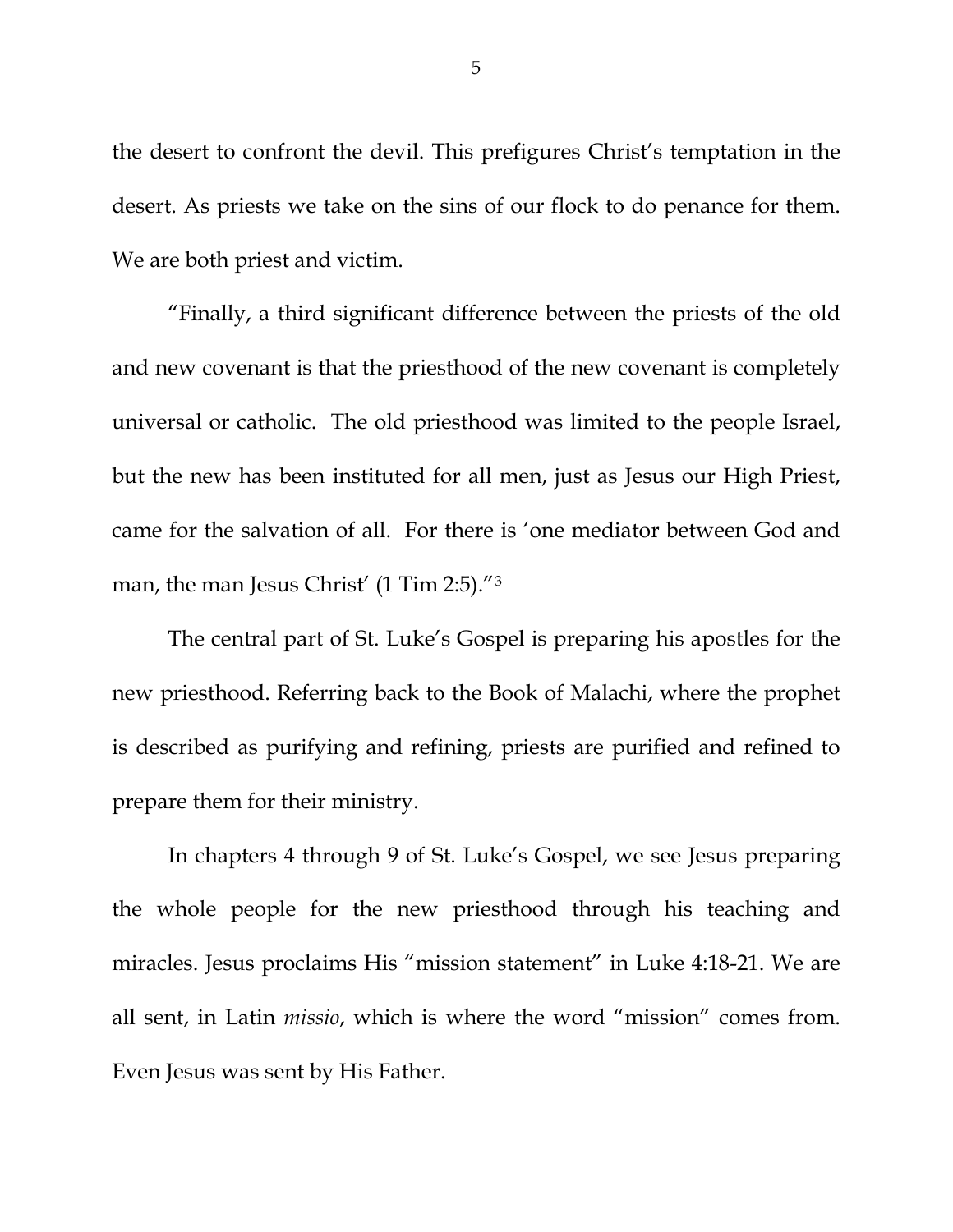the desert to confront the devil. This prefigures Christ's temptation in the desert. As priests we take on the sins of our flock to do penance for them. We are both priest and victim.

"Finally, a third significant difference between the priests of the old and new covenant is that the priesthood of the new covenant is completely universal or catholic. The old priesthood was limited to the people Israel, but the new has been instituted for all men, just as Jesus our High Priest, came for the salvation of all. For there is 'one mediator between God and man, the man Jesus Christ' (1 Tim 2:5)."[3]

The central part of St. Luke's Gospel is preparing his apostles for the new priesthood. Referring back to the Book of Malachi, where the prophet is described as purifying and refining, priests are purified and refined to prepare them for their ministry.

In chapters 4 through 9 of St. Luke's Gospel, we see Jesus preparing the whole people for the new priesthood through his teaching and miracles. Jesus proclaims His "mission statement" in Luke 4:18-21. We are all sent, in Latin *missio*, which is where the word "mission" comes from. Even Jesus was sent by His Father.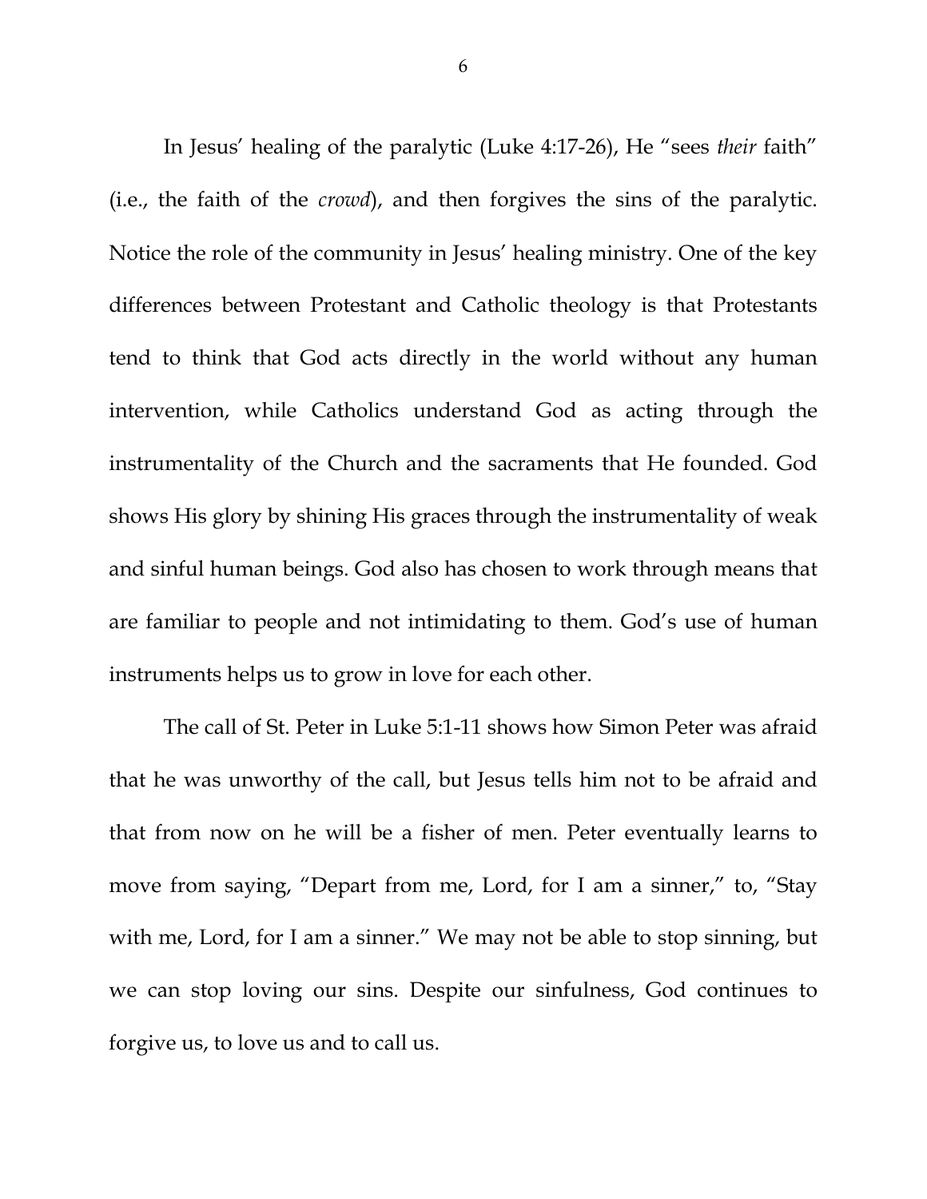In Jesus' healing of the paralytic (Luke 4:17-26), He "sees *their* faith" (i.e., the faith of the *crowd*), and then forgives the sins of the paralytic. Notice the role of the community in Jesus' healing ministry. One of the key differences between Protestant and Catholic theology is that Protestants tend to think that God acts directly in the world without any human intervention, while Catholics understand God as acting through the instrumentality of the Church and the sacraments that He founded. God shows His glory by shining His graces through the instrumentality of weak and sinful human beings. God also has chosen to work through means that are familiar to people and not intimidating to them. God's use of human instruments helps us to grow in love for each other.

The call of St. Peter in Luke 5:1-11 shows how Simon Peter was afraid that he was unworthy of the call, but Jesus tells him not to be afraid and that from now on he will be a fisher of men. Peter eventually learns to move from saying, "Depart from me, Lord, for I am a sinner," to, "Stay with me, Lord, for I am a sinner." We may not be able to stop sinning, but we can stop loving our sins. Despite our sinfulness, God continues to forgive us, to love us and to call us.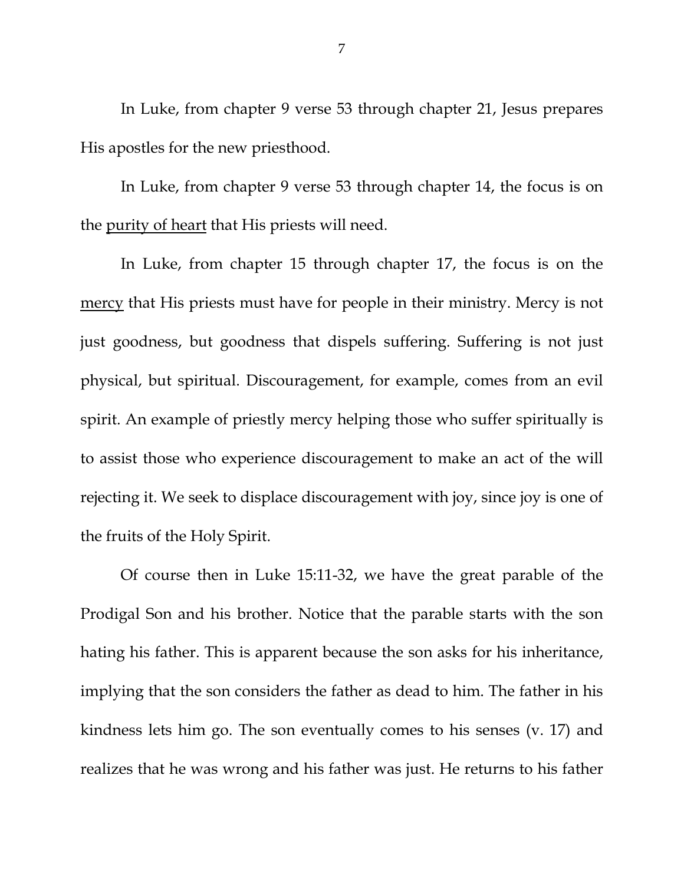In Luke, from chapter 9 verse 53 through chapter 21, Jesus prepares His apostles for the new priesthood.

In Luke, from chapter 9 verse 53 through chapter 14, the focus is on the <u>purity of heart</u> that His priests will need.

In Luke, from chapter 15 through chapter 17, the focus is on the <u>mercy</u> that His priests must have for people in their ministry. Mercy is not just goodness, but goodness that dispels suffering. Suffering is not just physical, but spiritual. Discouragement, for example, comes from an evil spirit. An example of priestly mercy helping those who suffer spiritually is to assist those who experience discouragement to make an act of the will rejecting it. We seek to displace discouragement with joy, since joy is one of the fruits of the Holy Spirit.

Of course then in Luke 15:11-32, we have the great parable of the Prodigal Son and his brother. Notice that the parable starts with the son hating his father. This is apparent because the son asks for his inheritance, implying that the son considers the father as dead to him. The father in his kindness lets him go. The son eventually comes to his senses (v. 17) and realizes that he was wrong and his father was just. He returns to his father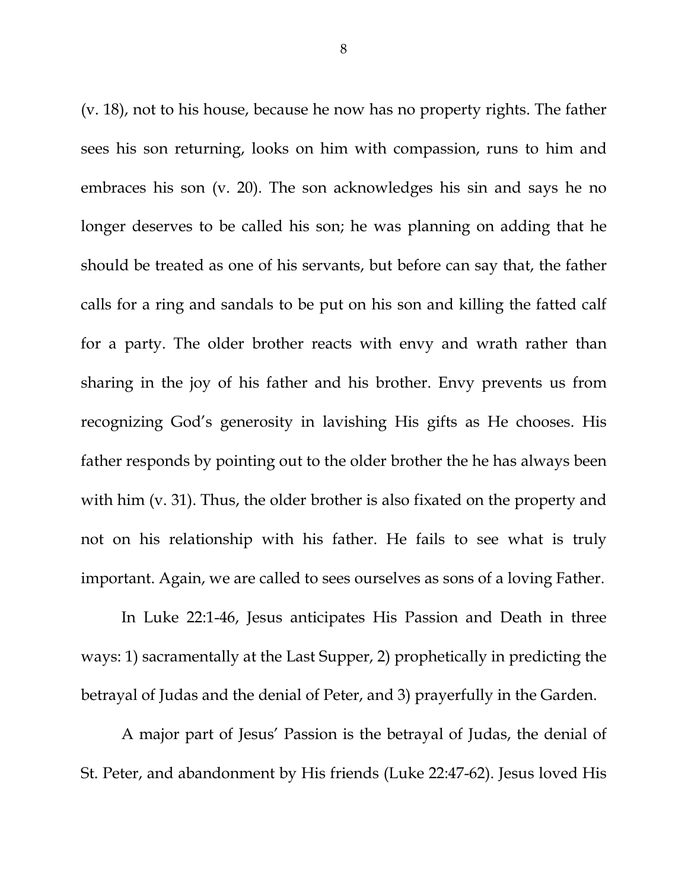(v. 18), not to his house, because he now has no property rights. The father sees his son returning, looks on him with compassion, runs to him and embraces his son (v. 20). The son acknowledges his sin and says he no longer deserves to be called his son; he was planning on adding that he should be treated as one of his servants, but before can say that, the father calls for a ring and sandals to be put on his son and killing the fatted calf for a party. The older brother reacts with envy and wrath rather than sharing in the joy of his father and his brother. Envy prevents us from recognizing God's generosity in lavishing His gifts as He chooses. His father responds by pointing out to the older brother the he has always been with him (v. 31). Thus, the older brother is also fixated on the property and not on his relationship with his father. He fails to see what is truly important. Again, we are called to sees ourselves as sons of a loving Father.

In Luke 22:1-46, Jesus anticipates His Passion and Death in three ways: 1) sacramentally at the Last Supper, 2) prophetically in predicting the betrayal of Judas and the denial of Peter, and 3) prayerfully in the Garden.

A major part of Jesus' Passion is the betrayal of Judas, the denial of St. Peter, and abandonment by His friends (Luke 22:47-62). Jesus loved His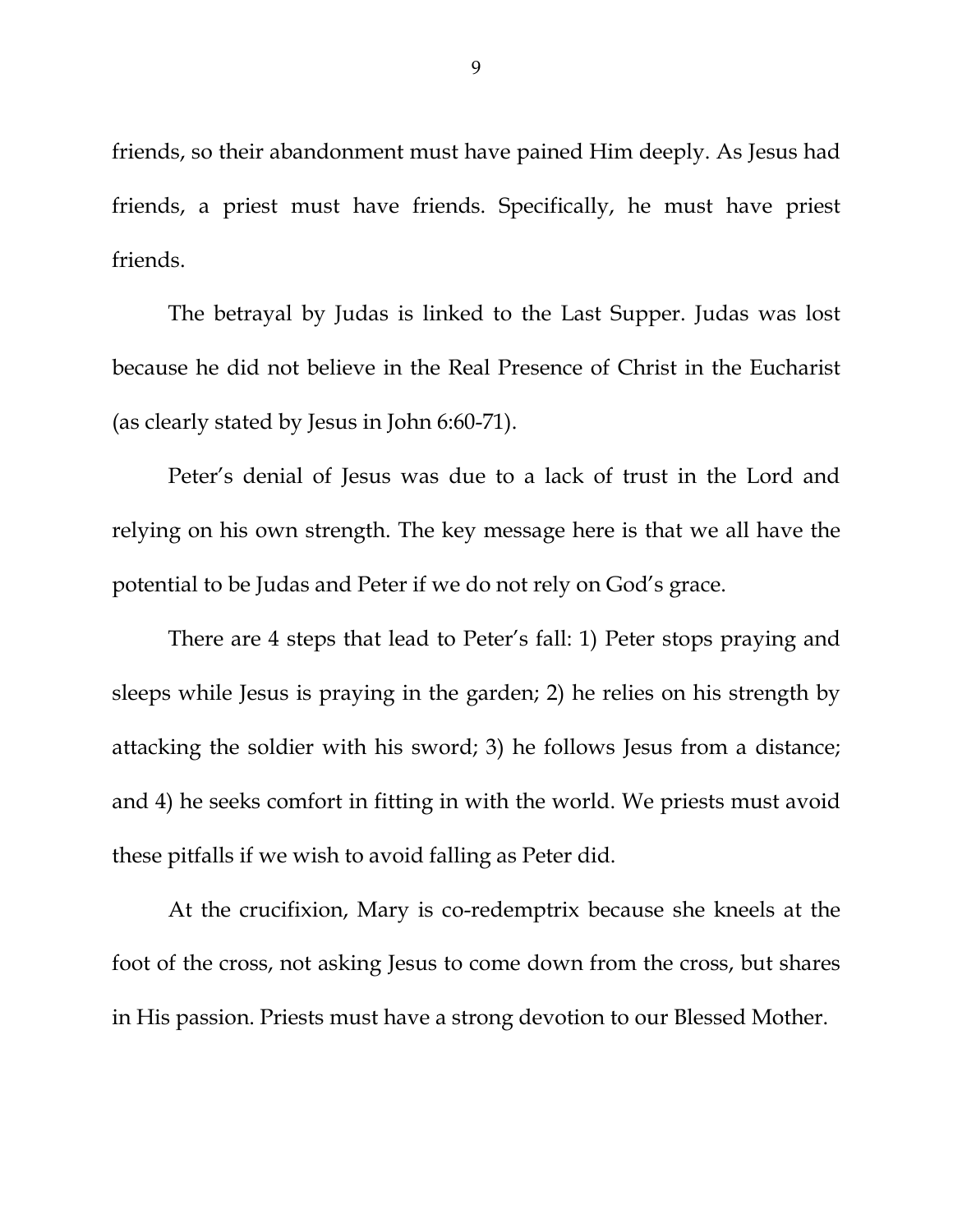friends, so their abandonment must have pained Him deeply. As Jesus had friends, a priest must have friends. Specifically, he must have priest friends.

The betrayal by Judas is linked to the Last Supper. Judas was lost because he did not believe in the Real Presence of Christ in the Eucharist (as clearly stated by Jesus in John 6:60-71).

Peter's denial of Jesus was due to a lack of trust in the Lord and relying on his own strength. The key message here is that we all have the potential to be Judas and Peter if we do not rely on God's grace.

There are 4 steps that lead to Peter's fall: 1) Peter stops praying and sleeps while Jesus is praying in the garden; 2) he relies on his strength by attacking the soldier with his sword; 3) he follows Jesus from a distance; and 4) he seeks comfort in fitting in with the world. We priests must avoid these pitfalls if we wish to avoid falling as Peter did.

At the crucifixion, Mary is co-redemptrix because she kneels at the foot of the cross, not asking Jesus to come down from the cross, but shares in His passion. Priests must have a strong devotion to our Blessed Mother.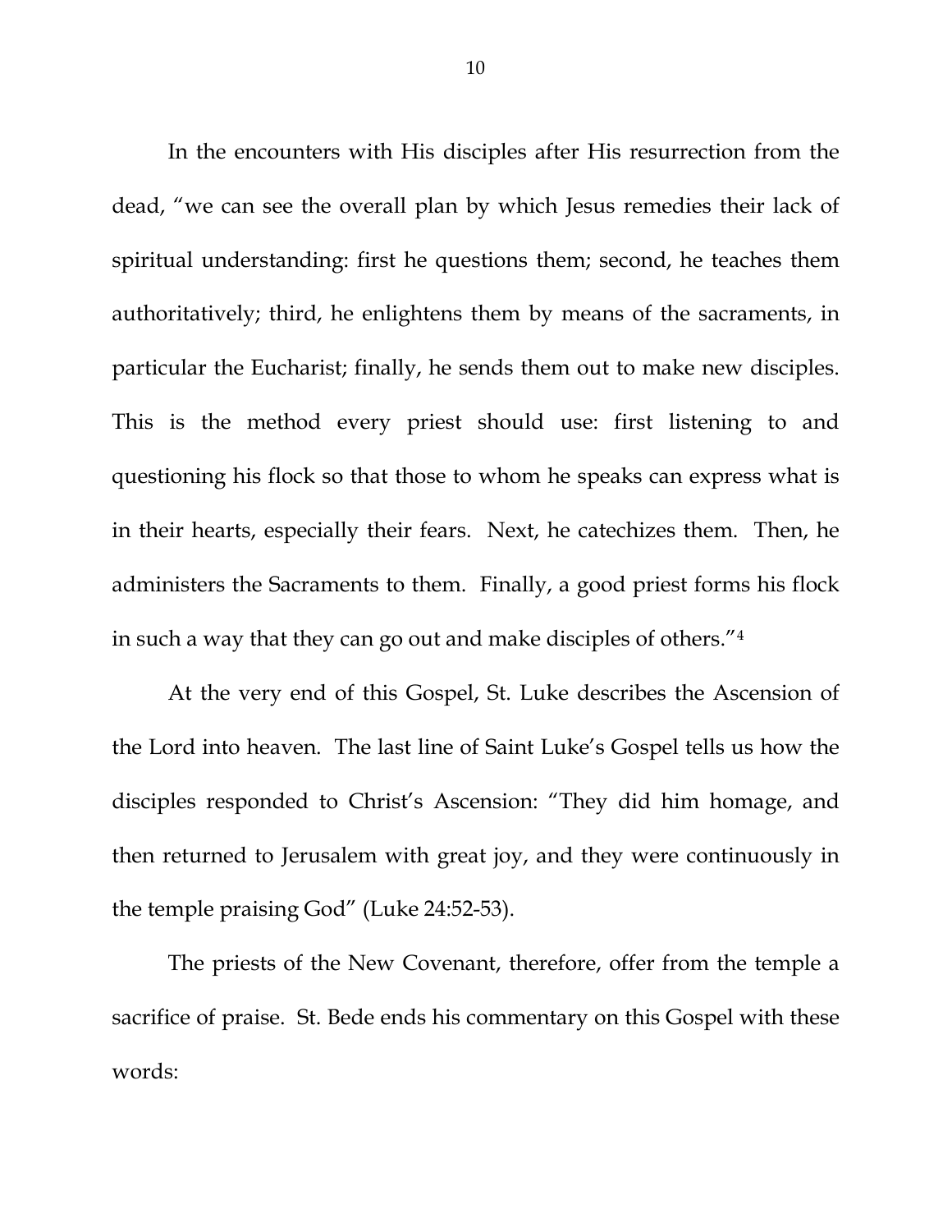In the encounters with His disciples after His resurrection from the dead, "we can see the overall plan by which Jesus remedies their lack of spiritual understanding: first he questions them; second, he teaches them authoritatively; third, he enlightens them by means of the sacraments, in particular the Eucharist; finally, he sends them out to make new disciples. This is the method every priest should use: first listening to and questioning his flock so that those to whom he speaks can express what is in their hearts, especially their fears. Next, he catechizes them. Then, he administers the Sacraments to them. Finally, a good priest forms his flock in such a way that they can go out and make disciples of others."[4]

At the very end of this Gospel, St. Luke describes the Ascension of the Lord into heaven. The last line of Saint Luke's Gospel tells us how the disciples responded to Christ's Ascension: "They did him homage, and then returned to Jerusalem with great joy, and they were continuously in the temple praising God" (Luke 24:52-53).

The priests of the New Covenant, therefore, offer from the temple a sacrifice of praise. St. Bede ends his commentary on this Gospel with these words: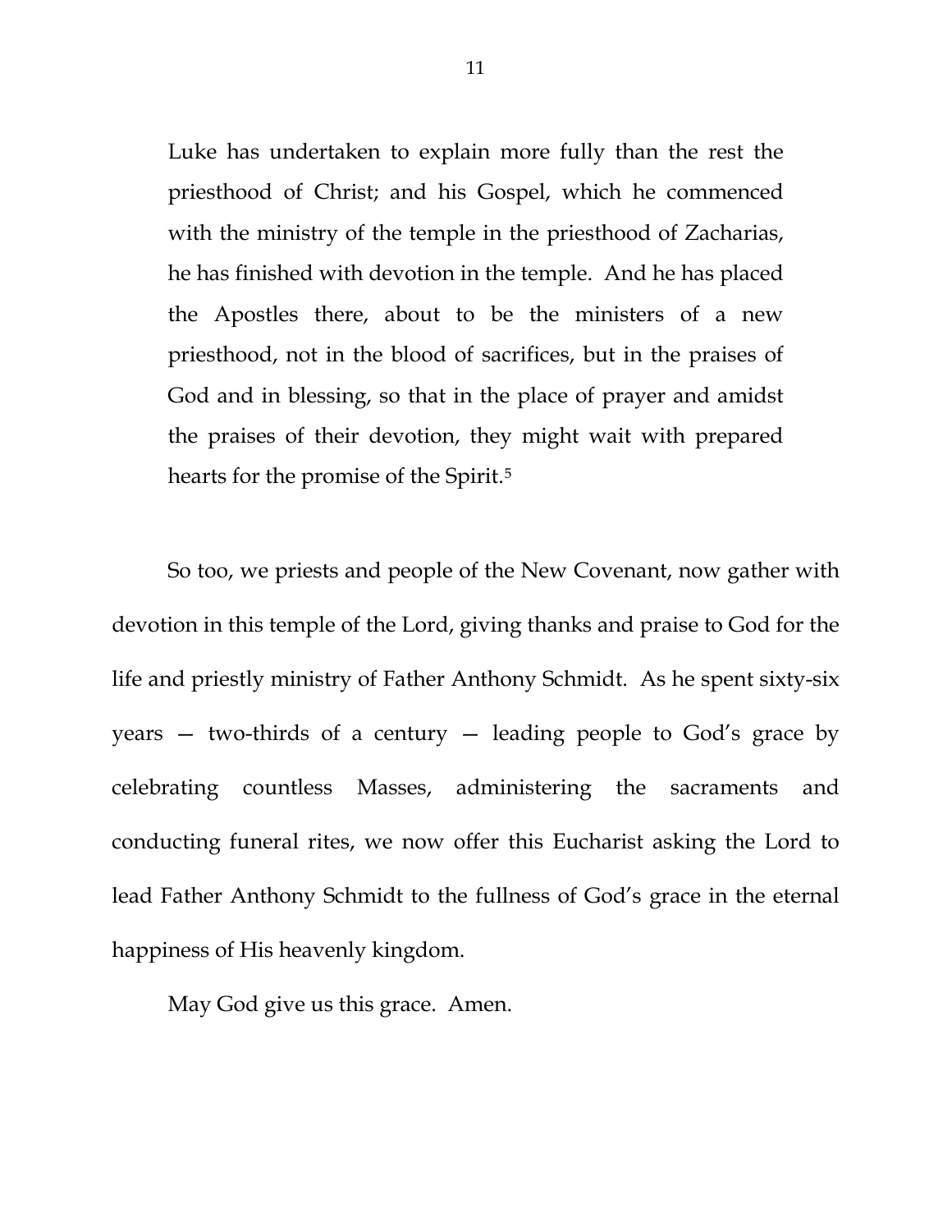> Luke has undertaken to explain more fully than the rest the priesthood of Christ; and his Gospel, which he commenced with the ministry of the temple in the priesthood of Zacharias, he has finished with devotion in the temple. And he has placed the Apostles there, about to be the ministers of a new priesthood, not in the blood of sacrifices, but in the praises of God and in blessing, so that in the place of prayer and amidst the praises of their devotion, they might wait with prepared hearts for the promise of the Spirit.[5]

So too, we priests and people of the New Covenant, now gather with devotion in this temple of the Lord, giving thanks and praise to God for the life and priestly ministry of Father Anthony Schmidt. As he spent sixty-six years — two-thirds of a century — leading people to God's grace by celebrating countless Masses, administering the sacraments and conducting funeral rites, we now offer this Eucharist asking the Lord to lead Father Anthony Schmidt to the fullness of God's grace in the eternal happiness of His heavenly kingdom.

May God give us this grace. Amen.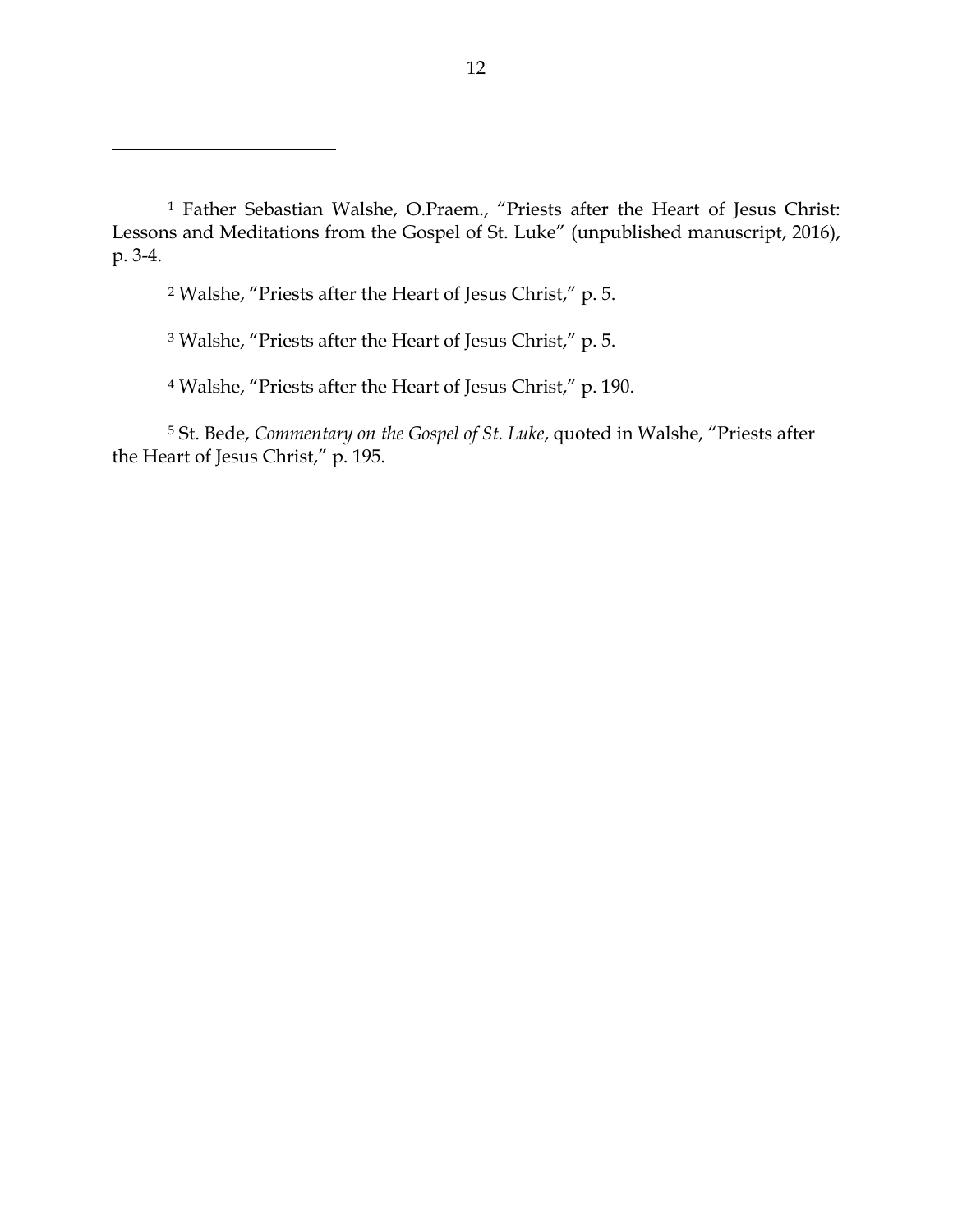[1] Father Sebastian Walshe, O.Praem., "Priests after the Heart of Jesus Christ: Lessons and Meditations from the Gospel of St. Luke" (unpublished manuscript, 2016), p. 3-4.

[2] Walshe, "Priests after the Heart of Jesus Christ," p. 5.

[3] Walshe, "Priests after the Heart of Jesus Christ," p. 5.

[4] Walshe, "Priests after the Heart of Jesus Christ," p. 190.

[5] St. Bede, *Commentary on the Gospel of St. Luke*, quoted in Walshe, "Priests after the Heart of Jesus Christ," p. 195.